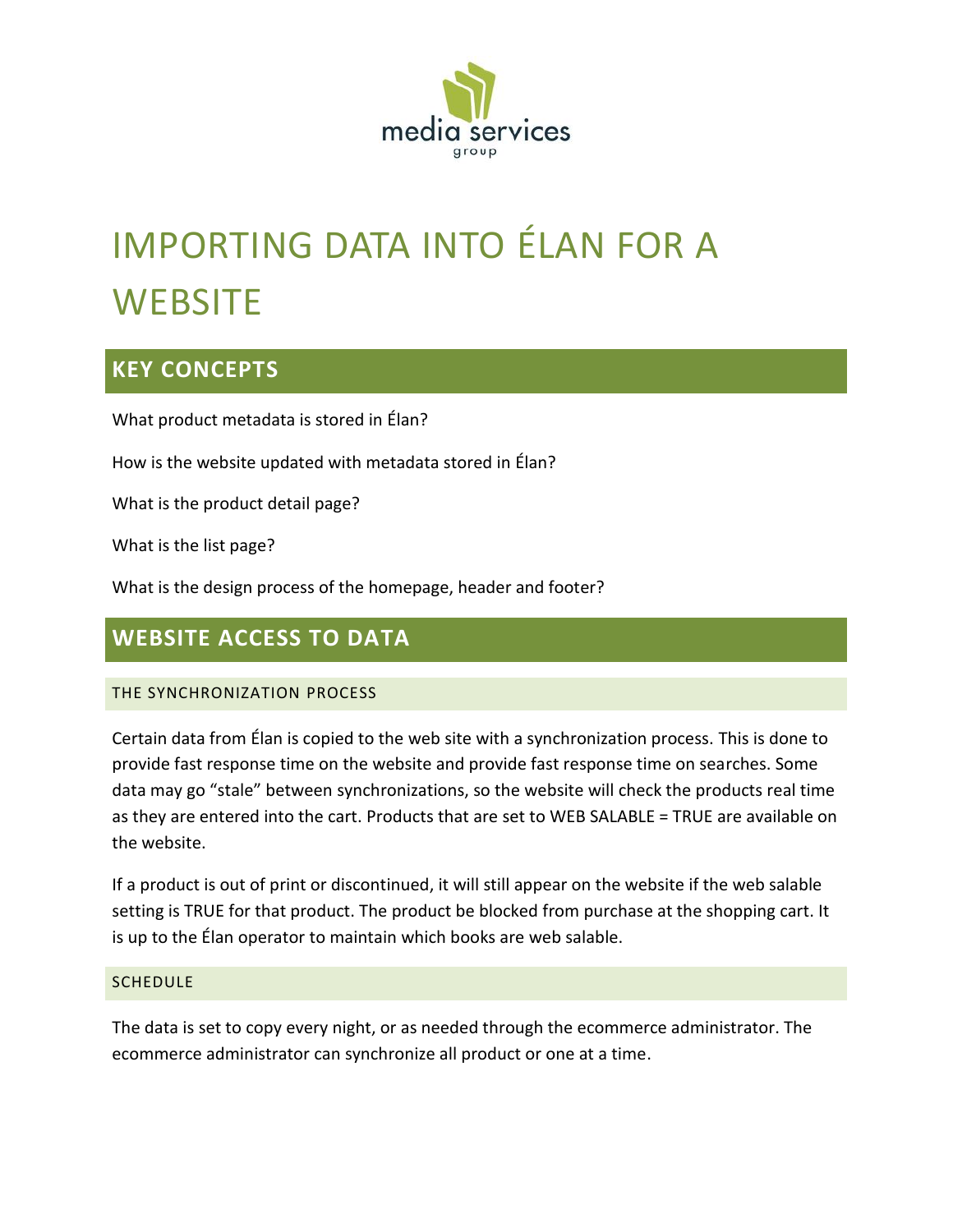media services group

# IMPORTING DATA INTO ÉLAN FOR A WEBSITE

## KEY CONCEPTS

What product metadata is stored in Élan?

How is the website updated with metadata stored in Élan?

What is the product detail page?

What is the list page?

What is the design process of the homepage, header and footer?

## WEBSITE ACCESS TO DATA

### THE SYNCHRONIZATION PROCESS

Certain data from Élan is copied to the web site with a synchronization process. This is done to provide fast response time on the website and provide fast response time on searches. Some data may go "stale" between synchronizations, so the website will check the products real time as they are entered into the cart. Products that are set to WEB SALABLE = TRUE are available on the website.

If a product is out of print or discontinued, it will still appear on the website if the web salable setting is TRUE for that product. The product be blocked from purchase at the shopping cart. It is up to the Élan operator to maintain which books are web salable.

### SCHEDULE

The data is set to copy every night, or as needed through the ecommerce administrator. The ecommerce administrator can synchronize all product or one at a time.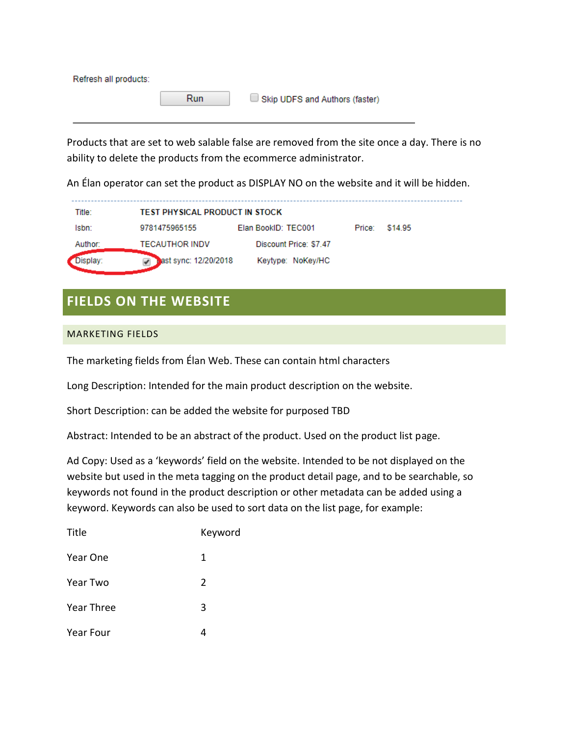Refresh all products:

Run ☐ Skip UDFS and Authors (faster)

---

Products that are set to web salable false are removed from the site once a day. There is no ability to delete the products from the ecommerce administrator.

An Élan operator can set the product as DISPLAY NO on the website and it will be hidden.

| Title: | TEST PHYSICAL PRODUCT IN STOCK | | | |
|---|---|---|---|---|
| Isbn: | 9781475965155 | Elan BookID: TEC001 | Price: | $14.95 |
| Author: | TECAUTHOR INDV | Discount Price: $7.47 | | |
| Display: | ☑ Last sync: 12/20/2018 | Keytype: NoKey/HC | | |

# FIELDS ON THE WEBSITE

## MARKETING FIELDS

The marketing fields from Élan Web. These can contain html characters

Long Description: Intended for the main product description on the website.

Short Description: can be added the website for purposed TBD

Abstract: Intended to be an abstract of the product. Used on the product list page.

Ad Copy: Used as a 'keywords' field on the website. Intended to be not displayed on the website but used in the meta tagging on the product detail page, and to be searchable, so keywords not found in the product description or other metadata can be added using a keyword. Keywords can also be used to sort data on the list page, for example:

| Title | Keyword |
|---|---|
| Year One | 1 |
| Year Two | 2 |
| Year Three | 3 |
| Year Four | 4 |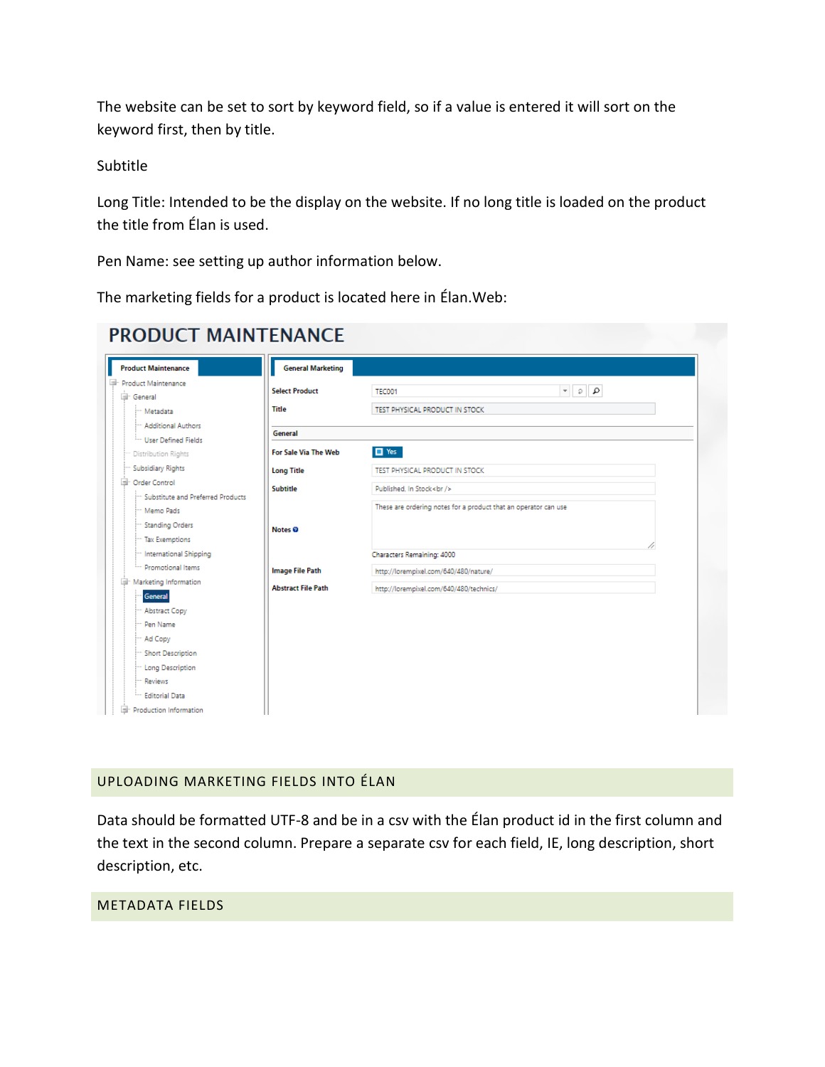The website can be set to sort by keyword field, so if a value is entered it will sort on the keyword first, then by title.

Subtitle

Long Title: Intended to be the display on the website. If no long title is loaded on the product the title from Élan is used.

Pen Name: see setting up author information below.

The marketing fields for a product is located here in Élan.Web:

## UPLOADING MARKETING FIELDS INTO ÉLAN

Data should be formatted UTF-8 and be in a csv with the Élan product id in the first column and the text in the second column. Prepare a separate csv for each field, IE, long description, short description, etc.

## METADATA FIELDS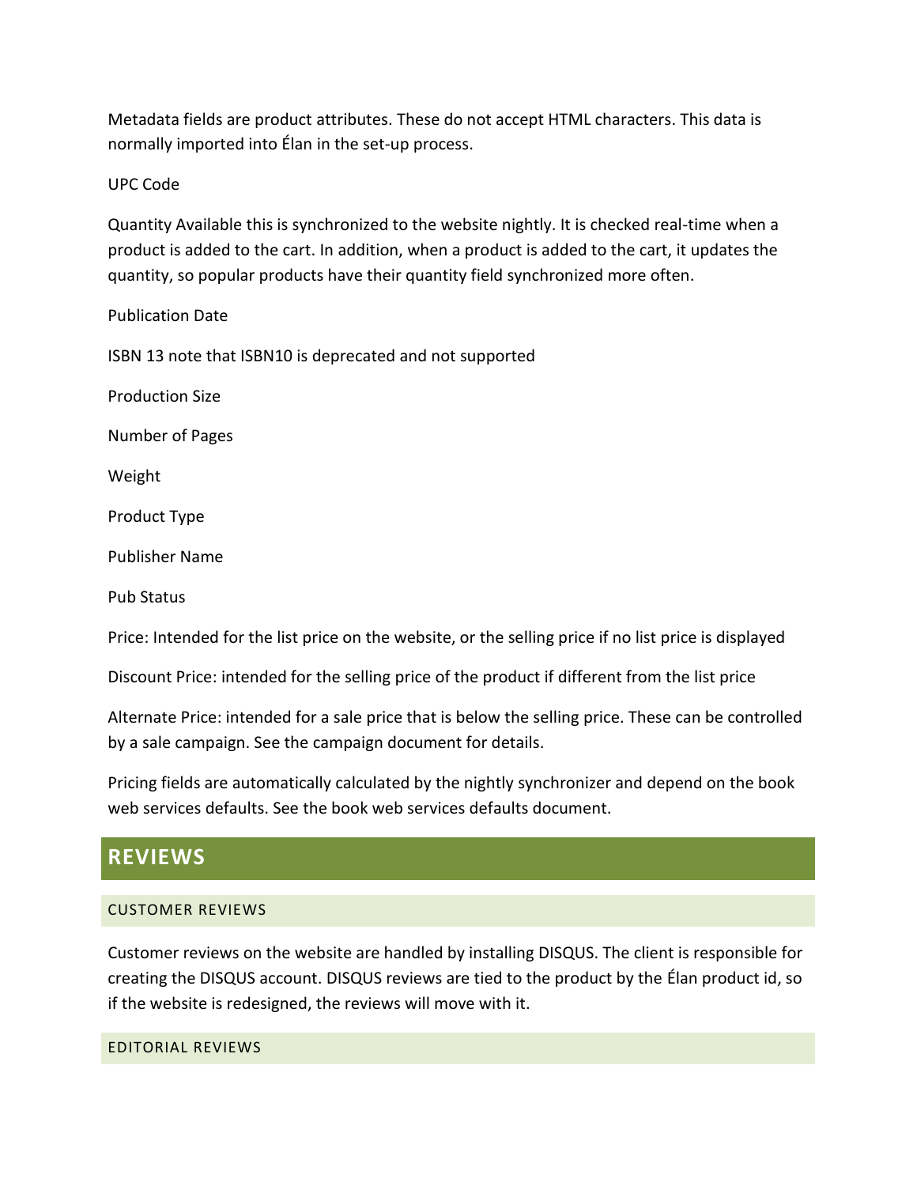Metadata fields are product attributes. These do not accept HTML characters. This data is normally imported into Élan in the set-up process.

UPC Code

Quantity Available this is synchronized to the website nightly. It is checked real-time when a product is added to the cart. In addition, when a product is added to the cart, it updates the quantity, so popular products have their quantity field synchronized more often.

Publication Date

ISBN 13 note that ISBN10 is deprecated and not supported

Production Size

Number of Pages

Weight

Product Type

Publisher Name

Pub Status

Price: Intended for the list price on the website, or the selling price if no list price is displayed

Discount Price: intended for the selling price of the product if different from the list price

Alternate Price: intended for a sale price that is below the selling price. These can be controlled by a sale campaign. See the campaign document for details.

Pricing fields are automatically calculated by the nightly synchronizer and depend on the book web services defaults. See the book web services defaults document.

# REVIEWS

## CUSTOMER REVIEWS

Customer reviews on the website are handled by installing DISQUS. The client is responsible for creating the DISQUS account. DISQUS reviews are tied to the product by the Élan product id, so if the website is redesigned, the reviews will move with it.

## EDITORIAL REVIEWS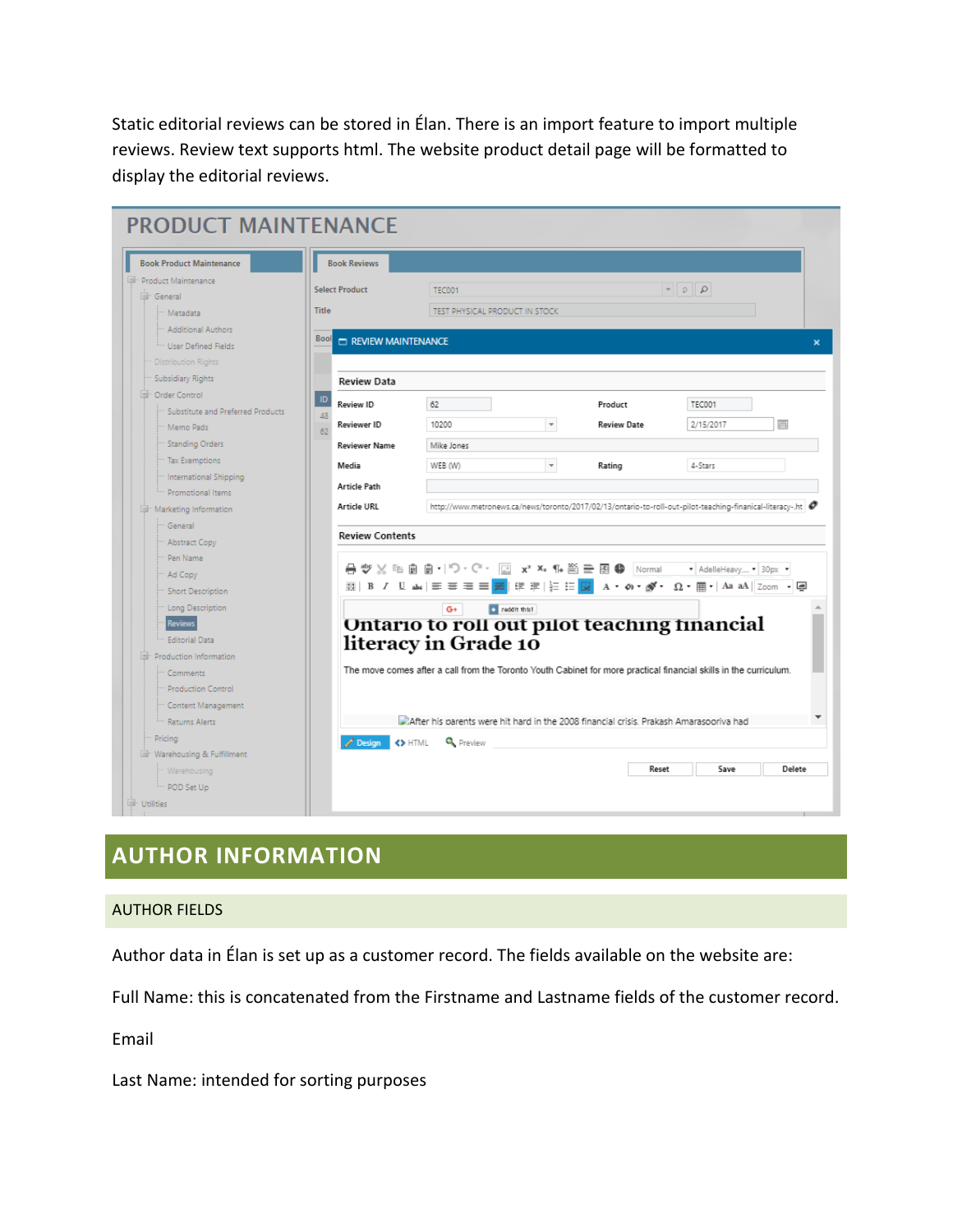Static editorial reviews can be stored in Élan. There is an import feature to import multiple reviews. Review text supports html. The website product detail page will be formatted to display the editorial reviews.

# AUTHOR INFORMATION

## AUTHOR FIELDS

Author data in Élan is set up as a customer record. The fields available on the website are:

Full Name: this is concatenated from the Firstname and Lastname fields of the customer record.

Email

Last Name: intended for sorting purposes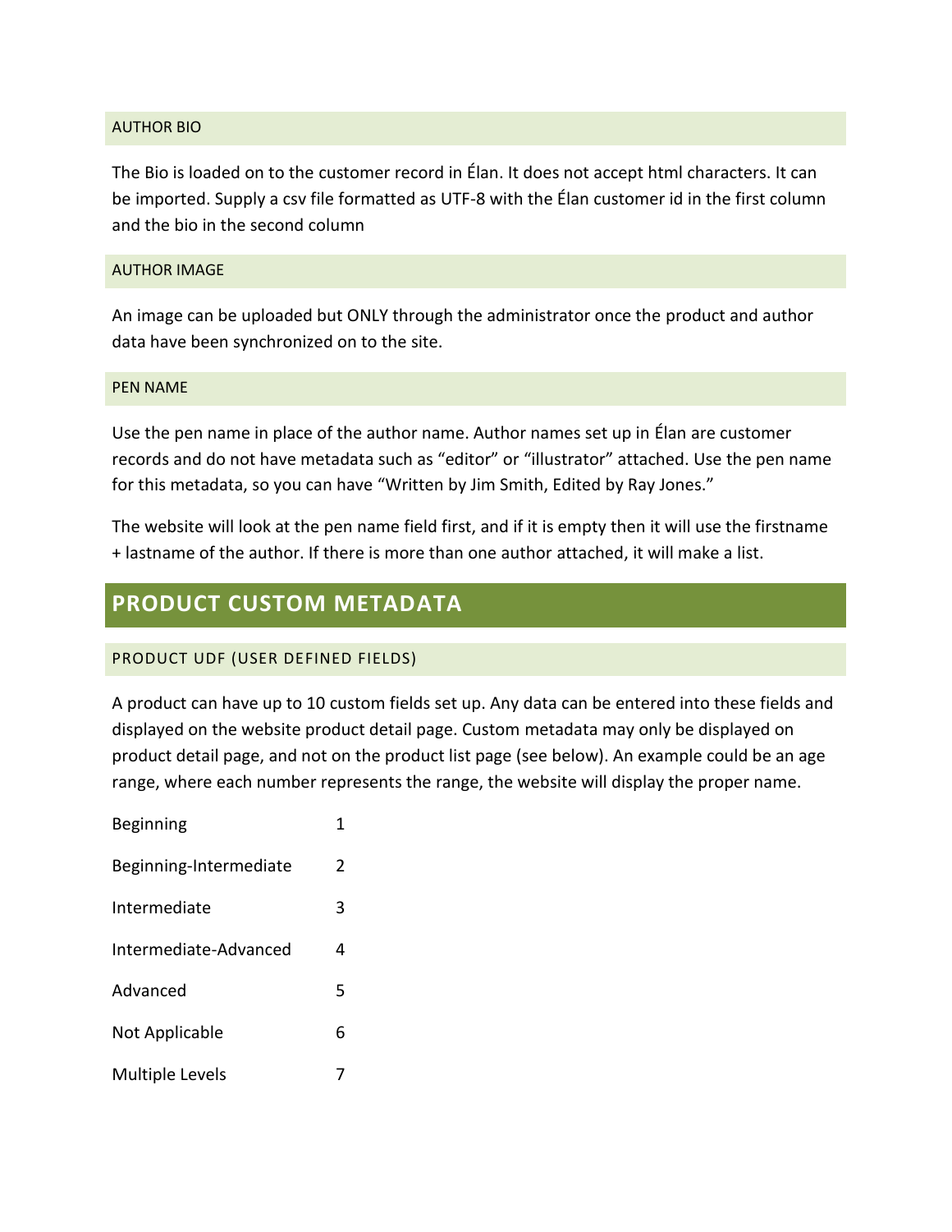### AUTHOR BIO

The Bio is loaded on to the customer record in Élan. It does not accept html characters. It can be imported. Supply a csv file formatted as UTF-8 with the Élan customer id in the first column and the bio in the second column

### AUTHOR IMAGE

An image can be uploaded but ONLY through the administrator once the product and author data have been synchronized on to the site.

### PEN NAME

Use the pen name in place of the author name. Author names set up in Élan are customer records and do not have metadata such as "editor" or "illustrator" attached. Use the pen name for this metadata, so you can have "Written by Jim Smith, Edited by Ray Jones."

The website will look at the pen name field first, and if it is empty then it will use the firstname + lastname of the author. If there is more than one author attached, it will make a list.

## PRODUCT CUSTOM METADATA

### PRODUCT UDF (USER DEFINED FIELDS)

A product can have up to 10 custom fields set up. Any data can be entered into these fields and displayed on the website product detail page. Custom metadata may only be displayed on product detail page, and not on the product list page (see below). An example could be an age range, where each number represents the range, the website will display the proper name.

| | |
|---|---|
| Beginning | 1 |
| Beginning-Intermediate | 2 |
| Intermediate | 3 |
| Intermediate-Advanced | 4 |
| Advanced | 5 |
| Not Applicable | 6 |
| Multiple Levels | 7 |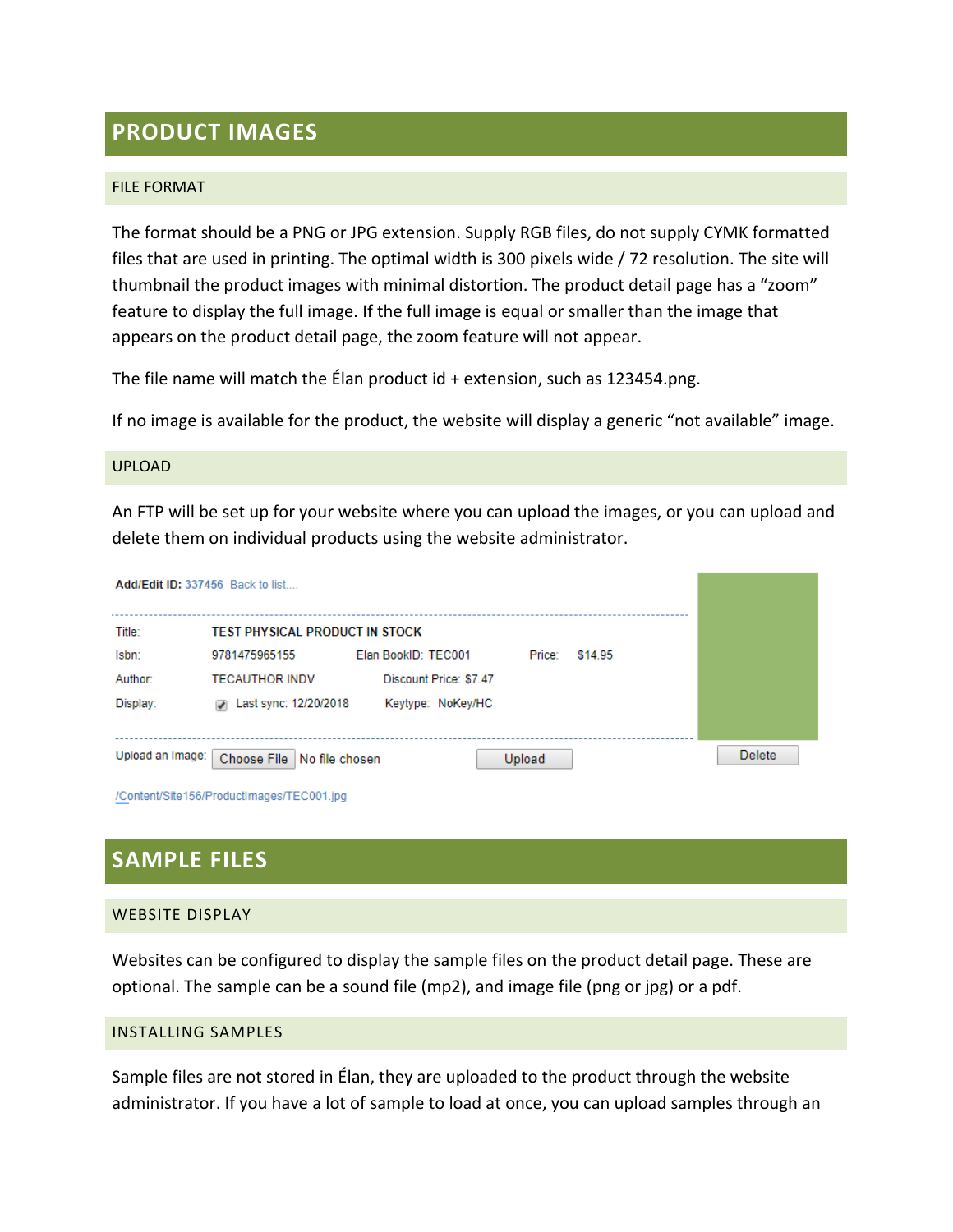# PRODUCT IMAGES

## FILE FORMAT

The format should be a PNG or JPG extension. Supply RGB files, do not supply CYMK formatted files that are used in printing. The optimal width is 300 pixels wide / 72 resolution. The site will thumbnail the product images with minimal distortion. The product detail page has a “zoom” feature to display the full image. If the full image is equal or smaller than the image that appears on the product detail page, the zoom feature will not appear.

The file name will match the Élan product id + extension, such as 123454.png.

If no image is available for the product, the website will display a generic “not available” image.

## UPLOAD

An FTP will be set up for your website where you can upload the images, or you can upload and delete them on individual products using the website administrator.

**Add/Edit ID:** 337456 Back to list....

| | | | |
|---|---|---|---|
| Title: | TEST PHYSICAL PRODUCT IN STOCK | | |
| Isbn: | 9781475965155 | Elan BookID: TEC001 | Price: $14.95 |
| Author: | TECAUTHOR INDV | Discount Price: $7.47 | |
| Display: | ☑ Last sync: 12/20/2018 | Keytype: NoKey/HC | |

Upload an Image: Choose File No file chosen Upload Delete

/Content/Site156/ProductImages/TEC001.jpg

# SAMPLE FILES

## WEBSITE DISPLAY

Websites can be configured to display the sample files on the product detail page. These are optional. The sample can be a sound file (mp2), and image file (png or jpg) or a pdf.

## INSTALLING SAMPLES

Sample files are not stored in Élan, they are uploaded to the product through the website administrator. If you have a lot of sample to load at once, you can upload samples through an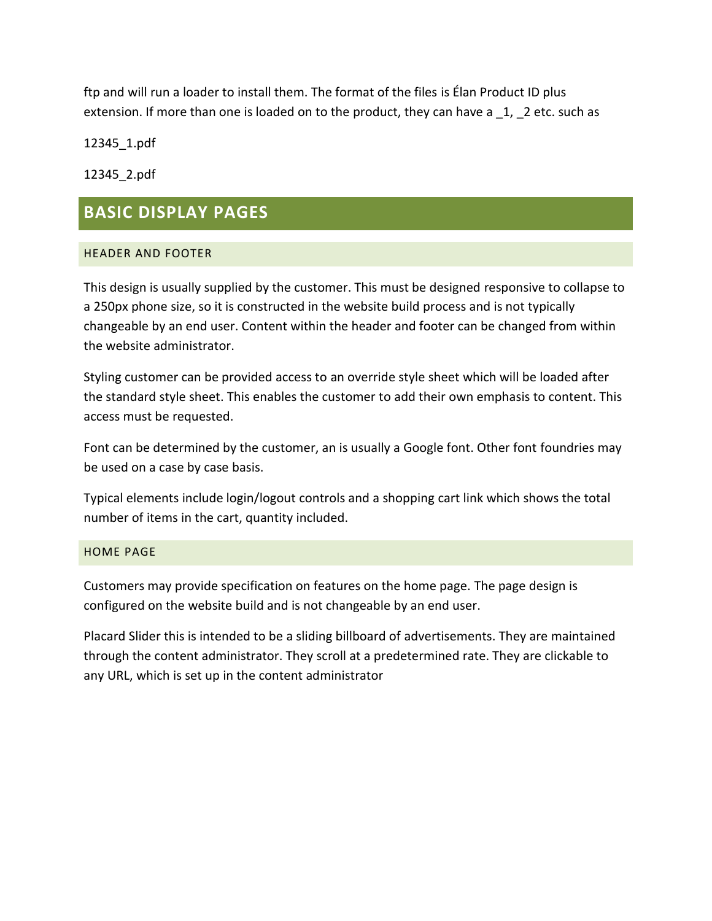ftp and will run a loader to install them. The format of the files is Élan Product ID plus extension. If more than one is loaded on to the product, they can have a _1, _2 etc. such as

12345_1.pdf

12345_2.pdf

# BASIC DISPLAY PAGES

## HEADER AND FOOTER

This design is usually supplied by the customer. This must be designed responsive to collapse to a 250px phone size, so it is constructed in the website build process and is not typically changeable by an end user. Content within the header and footer can be changed from within the website administrator.

Styling customer can be provided access to an override style sheet which will be loaded after the standard style sheet. This enables the customer to add their own emphasis to content. This access must be requested.

Font can be determined by the customer, an is usually a Google font. Other font foundries may be used on a case by case basis.

Typical elements include login/logout controls and a shopping cart link which shows the total number of items in the cart, quantity included.

## HOME PAGE

Customers may provide specification on features on the home page. The page design is configured on the website build and is not changeable by an end user.

Placard Slider this is intended to be a sliding billboard of advertisements. They are maintained through the content administrator. They scroll at a predetermined rate. They are clickable to any URL, which is set up in the content administrator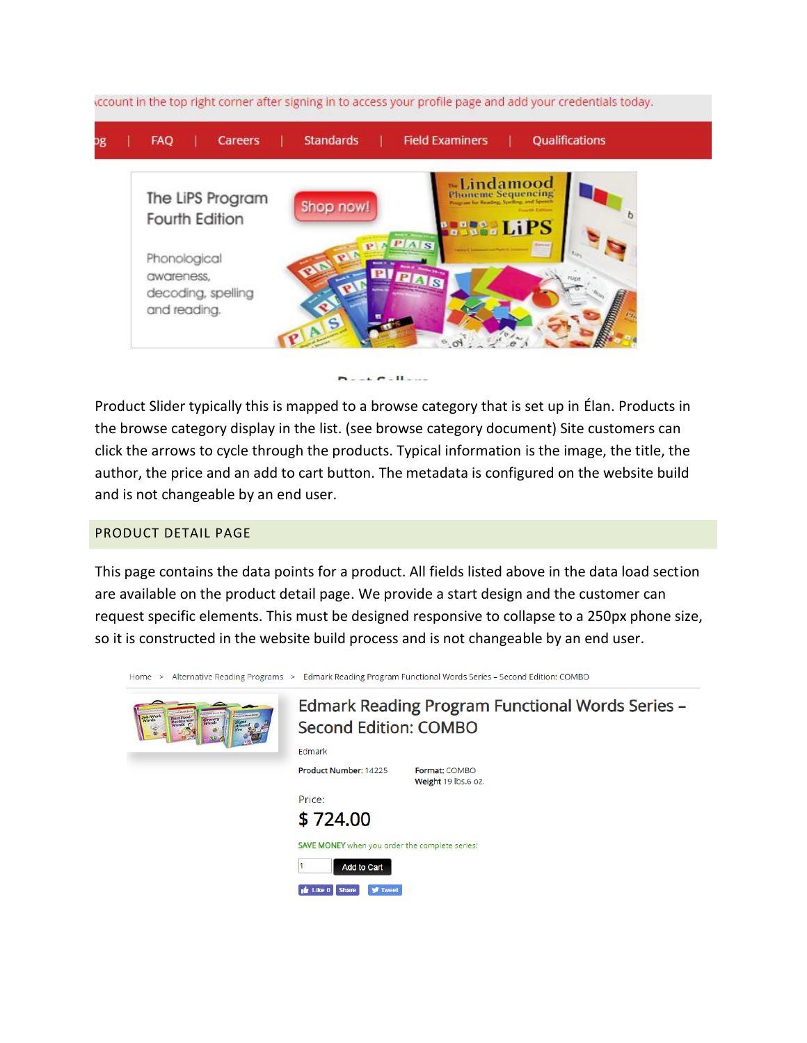Product Slider typically this is mapped to a browse category that is set up in Élan. Products in the browse category display in the list. (see browse category document) Site customers can click the arrows to cycle through the products. Typical information is the image, the title, the author, the price and an add to cart button. The metadata is configured on the website build and is not changeable by an end user.

## PRODUCT DETAIL PAGE

This page contains the data points for a product. All fields listed above in the data load section are available on the product detail page. We provide a start design and the customer can request specific elements. This must be designed responsive to collapse to a 250px phone size, so it is constructed in the website build process and is not changeable by an end user.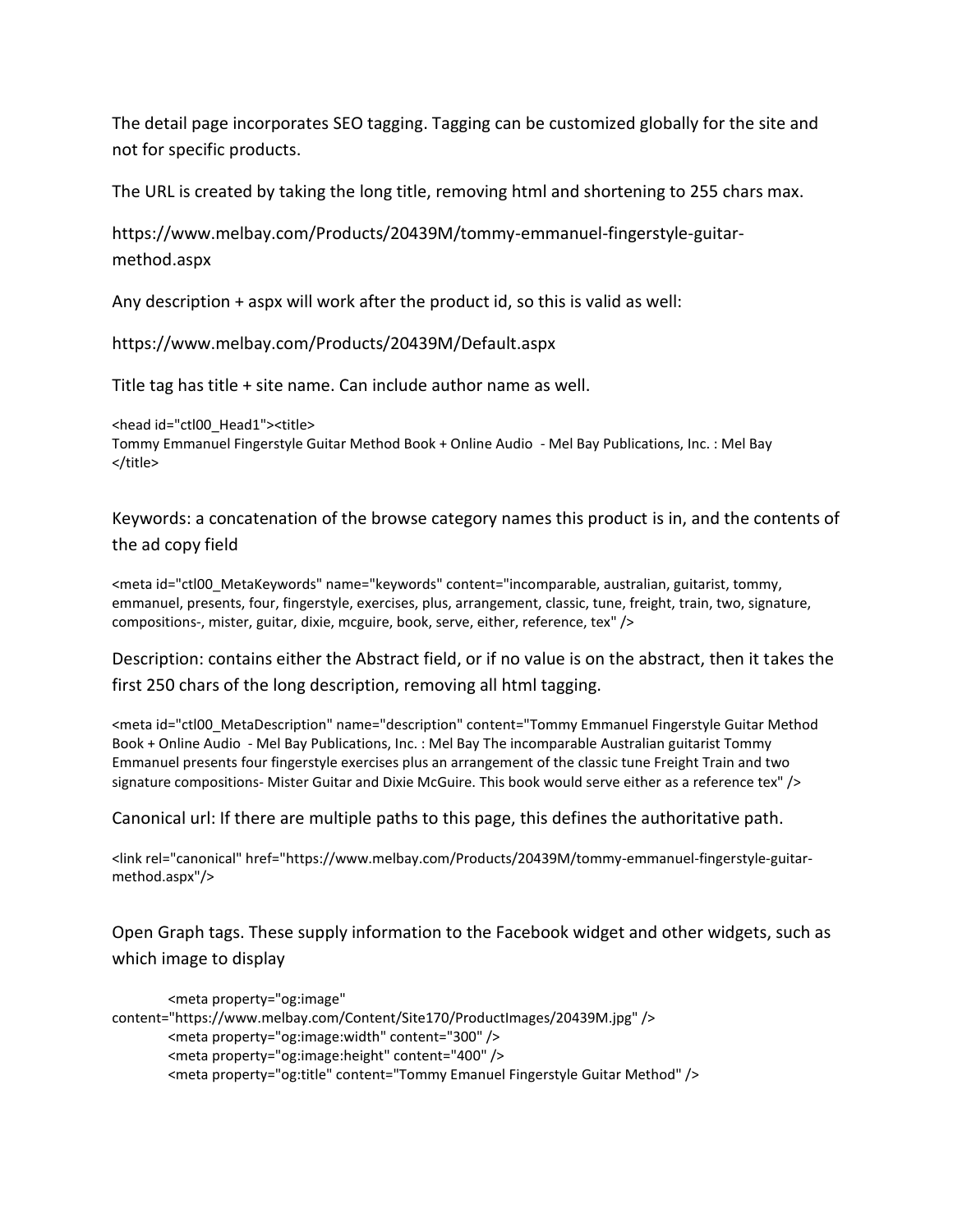The detail page incorporates SEO tagging. Tagging can be customized globally for the site and not for specific products.

The URL is created by taking the long title, removing html and shortening to 255 chars max.

https://www.melbay.com/Products/20439M/tommy-emmanuel-fingerstyle-guitar-method.aspx

Any description + aspx will work after the product id, so this is valid as well:

https://www.melbay.com/Products/20439M/Default.aspx

Title tag has title + site name. Can include author name as well.

```
<head id="ctl00_Head1"><title>
Tommy Emmanuel Fingerstyle Guitar Method Book + Online Audio  - Mel Bay Publications, Inc. : Mel Bay
</title>
```

Keywords: a concatenation of the browse category names this product is in, and the contents of the ad copy field

```
<meta id="ctl00_MetaKeywords" name="keywords" content="incomparable, australian, guitarist, tommy, emmanuel, presents, four, fingerstyle, exercises, plus, arrangement, classic, tune, freight, train, two, signature, compositions-, mister, guitar, dixie, mcguire, book, serve, either, reference, tex" />
```

Description: contains either the Abstract field, or if no value is on the abstract, then it takes the first 250 chars of the long description, removing all html tagging.

```
<meta id="ctl00_MetaDescription" name="description" content="Tommy Emmanuel Fingerstyle Guitar Method Book + Online Audio  - Mel Bay Publications, Inc. : Mel Bay The incomparable Australian guitarist Tommy Emmanuel presents four fingerstyle exercises plus an arrangement of the classic tune Freight Train and two signature compositions- Mister Guitar and Dixie McGuire. This book would serve either as a reference tex" />
```

Canonical url: If there are multiple paths to this page, this defines the authoritative path.

```
<link rel="canonical" href="https://www.melbay.com/Products/20439M/tommy-emmanuel-fingerstyle-guitar-method.aspx"/>
```

Open Graph tags. These supply information to the Facebook widget and other widgets, such as which image to display

```
    <meta property="og:image"
content="https://www.melbay.com/Content/Site170/ProductImages/20439M.jpg" />
    <meta property="og:image:width" content="300" />
    <meta property="og:image:height" content="400" />
    <meta property="og:title" content="Tommy Emanuel Fingerstyle Guitar Method" />
```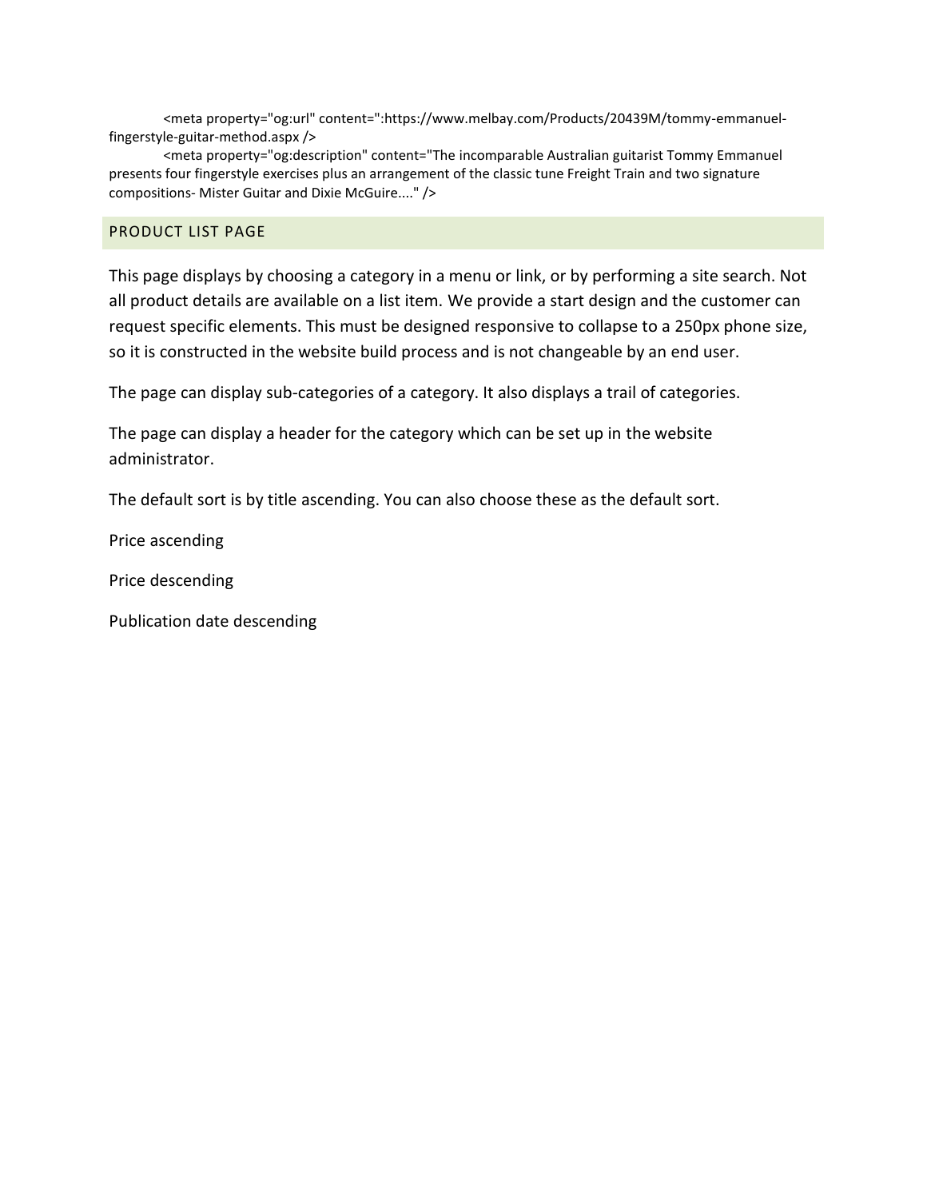```
<meta property="og:url" content=":https://www.melbay.com/Products/20439M/tommy-emmanuel-fingerstyle-guitar-method.aspx />
<meta property="og:description" content="The incomparable Australian guitarist Tommy Emmanuel presents four fingerstyle exercises plus an arrangement of the classic tune Freight Train and two signature compositions- Mister Guitar and Dixie McGuire...." />
```

## PRODUCT LIST PAGE

This page displays by choosing a category in a menu or link, or by performing a site search. Not all product details are available on a list item. We provide a start design and the customer can request specific elements. This must be designed responsive to collapse to a 250px phone size, so it is constructed in the website build process and is not changeable by an end user.

The page can display sub-categories of a category. It also displays a trail of categories.

The page can display a header for the category which can be set up in the website administrator.

The default sort is by title ascending. You can also choose these as the default sort.

Price ascending

Price descending

Publication date descending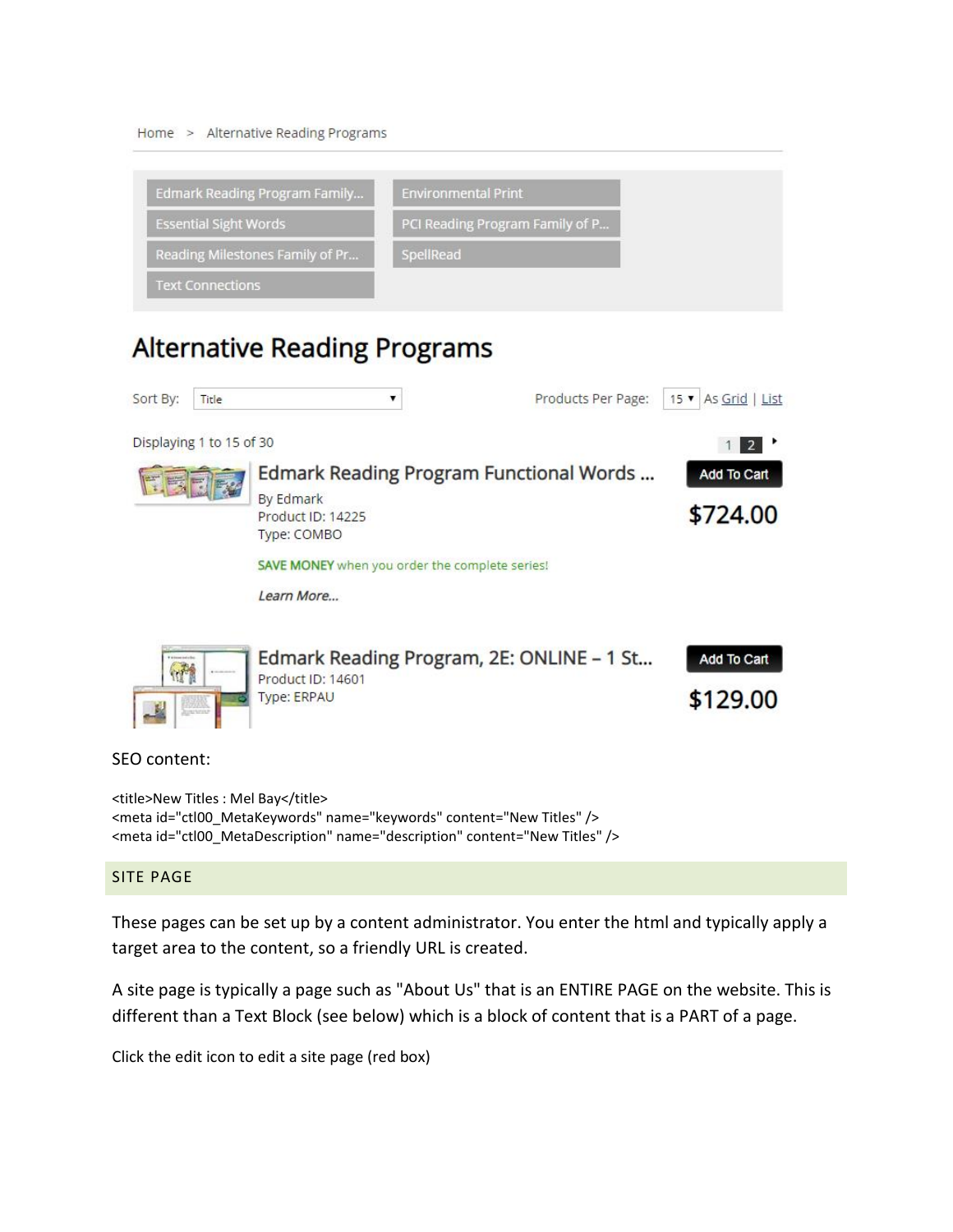Home > Alternative Reading Programs

| | |
|---|---|
| Edmark Reading Program Family... | Environmental Print |
| Essential Sight Words | PCI Reading Program Family of P... |
| Reading Milestones Family of Pr... | SpellRead |
| Text Connections | |

# Alternative Reading Programs

Sort By: Title

Products Per Page: 15 As Grid | List

Displaying 1 to 15 of 30

1 2

**Edmark Reading Program Functional Words ...**

By Edmark
Product ID: 14225
Type: COMBO

Add To Cart
**$724.00**

SAVE MONEY when you order the complete series!

*Learn More...*

**Edmark Reading Program, 2E: ONLINE – 1 St...**

Product ID: 14601
Type: ERPAU

Add To Cart
**$129.00**

SEO content:

```
<title>New Titles : Mel Bay</title>
<meta id="ctl00_MetaKeywords" name="keywords" content="New Titles" />
<meta id="ctl00_MetaDescription" name="description" content="New Titles" />
```

## SITE PAGE

These pages can be set up by a content administrator. You enter the html and typically apply a target area to the content, so a friendly URL is created.

A site page is typically a page such as "About Us" that is an ENTIRE PAGE on the website. This is different than a Text Block (see below) which is a block of content that is a PART of a page.

Click the edit icon to edit a site page (red box)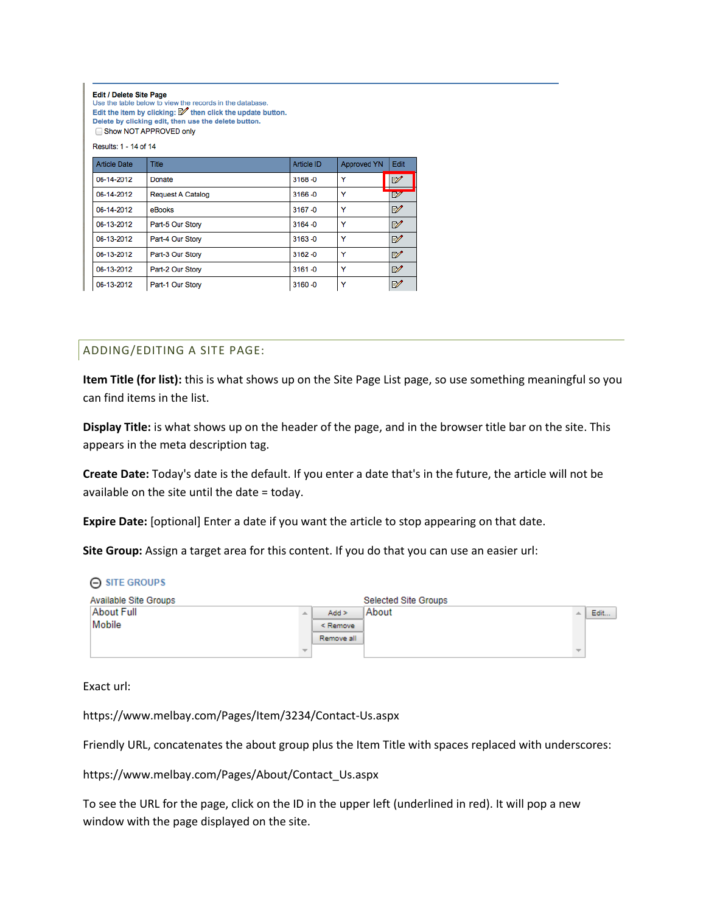**Edit / Delete Site Page**

Use the table below to view the records in the database.

**Edit the item by clicking: then click the update button.**

**Delete by clicking edit, then use the delete button.**

Show NOT APPROVED only

Results: 1 - 14 of 14

| Article Date | Title | Article ID | Approved YN | Edit |
|---|---|---|---|---|
| 06-14-2012 | Donate | 3168 -0 | Y | |
| 06-14-2012 | Request A Catalog | 3166 -0 | Y | |
| 06-14-2012 | eBooks | 3167 -0 | Y | |
| 06-13-2012 | Part-5 Our Story | 3164 -0 | Y | |
| 06-13-2012 | Part-4 Our Story | 3163 -0 | Y | |
| 06-13-2012 | Part-3 Our Story | 3162 -0 | Y | |
| 06-13-2012 | Part-2 Our Story | 3161 -0 | Y | |
| 06-13-2012 | Part-1 Our Story | 3160 -0 | Y | |

## ADDING/EDITING A SITE PAGE:

**Item Title (for list):** this is what shows up on the Site Page List page, so use something meaningful so you can find items in the list.

**Display Title:** is what shows up on the header of the page, and in the browser title bar on the site. This appears in the meta description tag.

**Create Date:** Today's date is the default. If you enter a date that's in the future, the article will not be available on the site until the date = today.

**Expire Date:** [optional] Enter a date if you want the article to stop appearing on that date.

**Site Group:** Assign a target area for this content. If you do that you can use an easier url:

**SITE GROUPS**

| Available Site Groups | | Selected Site Groups | |
|---|---|---|---|
| About Full<br>Mobile | Add ><br>< Remove<br>Remove all | About | Edit... |

Exact url:

https://www.melbay.com/Pages/Item/3234/Contact-Us.aspx

Friendly URL, concatenates the about group plus the Item Title with spaces replaced with underscores:

https://www.melbay.com/Pages/About/Contact_Us.aspx

To see the URL for the page, click on the ID in the upper left (underlined in red). It will pop a new window with the page displayed on the site.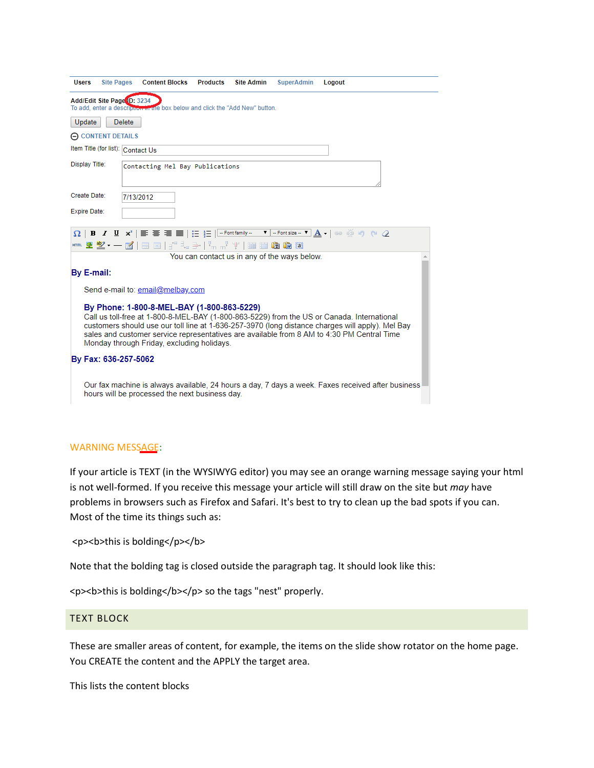Users Site Pages Content Blocks Products Site Admin SuperAdmin Logout

Add/Edit Site Page ID: 3234
To add, enter a description in the box below and click the "Add New" button.

Update Delete

CONTENT DETAILS

Item Title (for list): Contact Us

Display Title: Contacting Mel Bay Publications

Create Date: 7/13/2012

Expire Date:

You can contact us in any of the ways below.

**By E-mail:**

Send e-mail to: email@melbay.com

**By Phone: 1-800-8-MEL-BAY (1-800-863-5229)**
Call us toll-free at 1-800-8-MEL-BAY (1-800-863-5229) from the US or Canada. International customers should use our toll line at 1-636-257-3970 (long distance charges will apply). Mel Bay sales and customer service representatives are available from 8 AM to 4:30 PM Central Time Monday through Friday, excluding holidays.

**By Fax: 636-257-5062**

Our fax machine is always available, 24 hours a day, 7 days a week. Faxes received after business hours will be processed the next business day.

WARNING MESSAGE:

If your article is TEXT (in the WYSIWYG editor) you may see an orange warning message saying your html is not well-formed. If you receive this message your article will still draw on the site but *may* have problems in browsers such as Firefox and Safari. It's best to try to clean up the bad spots if you can. Most of the time its things such as:

<p><b>this is bolding</p></b>

Note that the bolding tag is closed outside the paragraph tag. It should look like this:

<p><b>this is bolding</b></p> so the tags "nest" properly.

## TEXT BLOCK

These are smaller areas of content, for example, the items on the slide show rotator on the home page. You CREATE the content and the APPLY the target area.

This lists the content blocks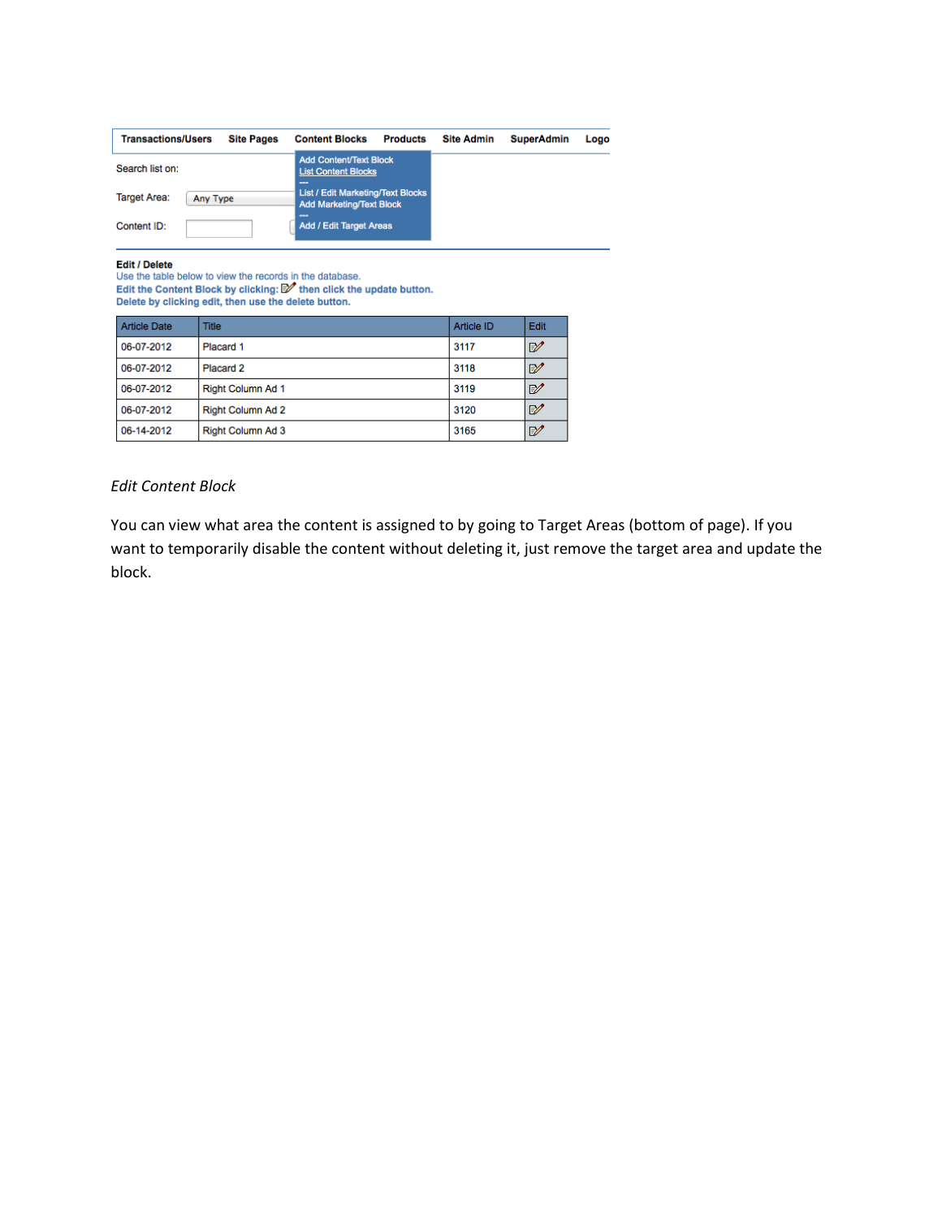Transactions/Users | Site Pages | Content Blocks | Products | Site Admin | SuperAdmin | Logo

Add Content/Text Block
List Content Blocks
---
List / Edit Marketing/Text Blocks
Add Marketing/Text Block
---
Add / Edit Target Areas

Search list on:

Target Area: Any Type

Content ID:

**Edit / Delete**
Use the table below to view the records in the database.
**Edit the Content Block by clicking: then click the update button.**
**Delete by clicking edit, then use the delete button.**

| Article Date | Title | Article ID | Edit |
|---|---|---|---|
| 06-07-2012 | Placard 1 | 3117 | |
| 06-07-2012 | Placard 2 | 3118 | |
| 06-07-2012 | Right Column Ad 1 | 3119 | |
| 06-07-2012 | Right Column Ad 2 | 3120 | |
| 06-14-2012 | Right Column Ad 3 | 3165 | |

*Edit Content Block*

You can view what area the content is assigned to by going to Target Areas (bottom of page). If you want to temporarily disable the content without deleting it, just remove the target area and update the block.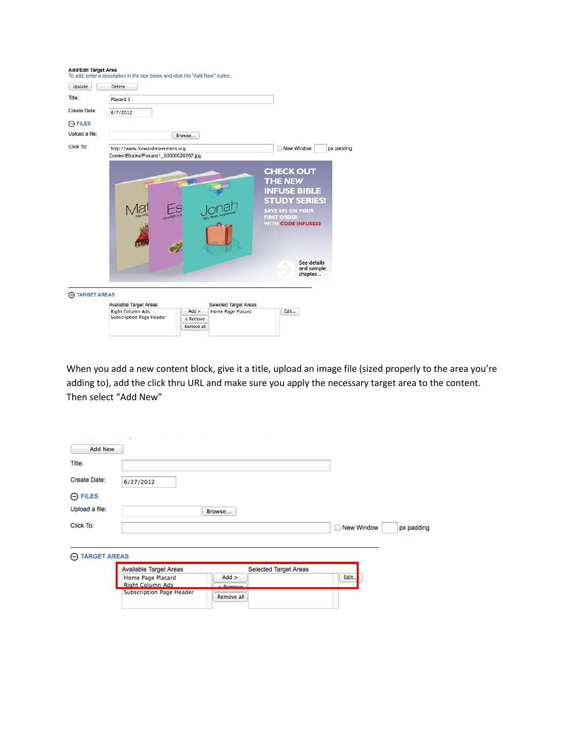**Add/Edit Target Area**

To add, enter a description in the box below and click the "Add New" button.

Update | Delete

Title: Placard 1

Create Date: 6/7/2012

FILES

Upload a file: Browse...

Click To: http://www.forwardmovement.org | New Window | px padding

ContentBlocks/Placard1_00000020267.jpg

CHECK OUT THE NEW INFUSE BIBLE STUDY SERIES!

SAVE 50% ON YOUR FIRST ORDER WITH CODE INFUSE50

See details and sample chapter...

TARGET AREAS

Available Target Areas: Right Column Ads, Subscription Page Header

Add > | < Remove | Remove all

Selected Target Areas: Home Page Placard

Edit...

When you add a new content block, give it a title, upload an image file (sized properly to the area you're adding to), add the click thru URL and make sure you apply the necessary target area to the content. Then select "Add New"

Add New

Title:

Create Date: 6/27/2012

FILES

Upload a file: Browse...

Click To: | New Window | px padding

TARGET AREAS

Available Target Areas: Home Page Placard, Right Column Ads, Subscription Page Header

Add > | < Remove | Remove all

Selected Target Areas

Edit...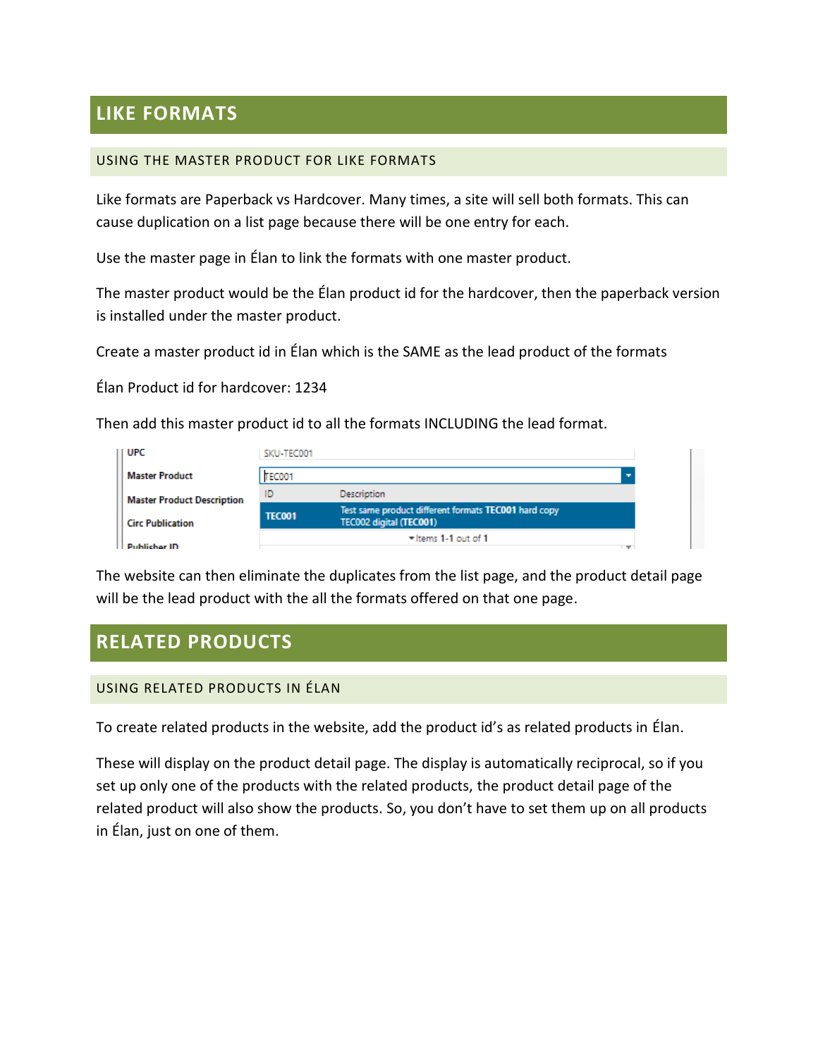# LIKE FORMATS

## USING THE MASTER PRODUCT FOR LIKE FORMATS

Like formats are Paperback vs Hardcover. Many times, a site will sell both formats. This can cause duplication on a list page because there will be one entry for each.

Use the master page in Élan to link the formats with one master product.

The master product would be the Élan product id for the hardcover, then the paperback version is installed under the master product.

Create a master product id in Élan which is the SAME as the lead product of the formats

Élan Product id for hardcover: 1234

Then add this master product id to all the formats INCLUDING the lead format.

The website can then eliminate the duplicates from the list page, and the product detail page will be the lead product with the all the formats offered on that one page.

# RELATED PRODUCTS

## USING RELATED PRODUCTS IN ÉLAN

To create related products in the website, add the product id's as related products in Élan.

These will display on the product detail page. The display is automatically reciprocal, so if you set up only one of the products with the related products, the product detail page of the related product will also show the products. So, you don't have to set them up on all products in Élan, just on one of them.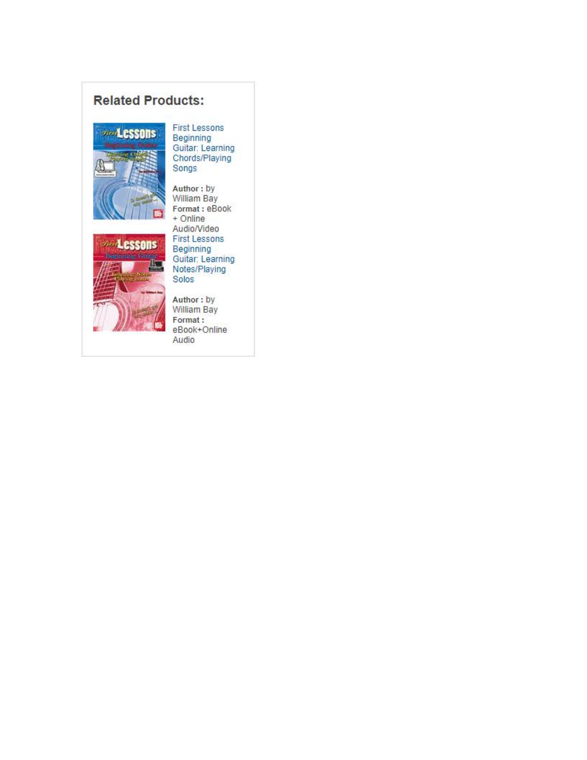## Related Products:

First Lessons Beginning Guitar: Learning Chords/Playing Songs

**Author :** by William Bay
**Format :** eBook + Online Audio/Video

First Lessons Beginning Guitar: Learning Notes/Playing Solos

**Author :** by William Bay
**Format :** eBook+Online Audio